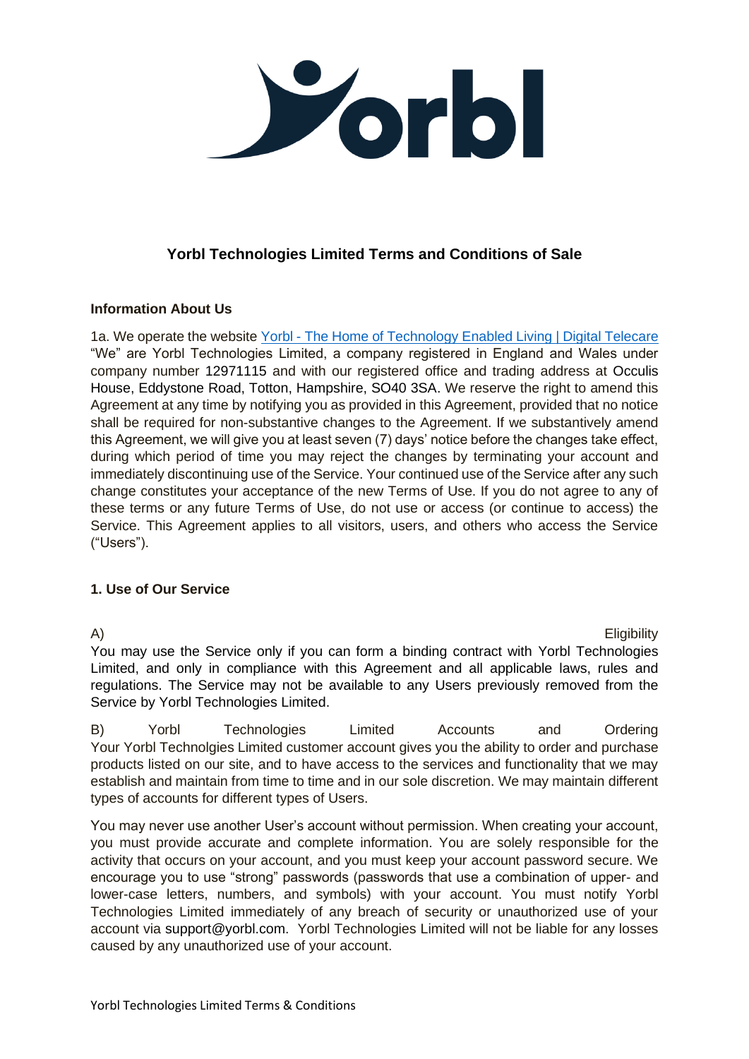# Yorbl Technologies Limited Terms and Conditions of Sale

## Information About Us

1a. We operate the website [Yorbl - The Home of Technology Enabled Living | Digital Telecare] "We" are Yorbl Technologies Limited, a company registered in England and Wales under company number 12971115 and with our registered office and trading address at Occulis House, Eddystone Road, Totton, Hampshire, SO40 3SA. We reserve the right to amend this Agreement at any time by notifying you as provided in this Agreement, provided that no notice shall be required for non-substantive changes to the Agreement. If we substantively amend this Agreement, we will give you at least seven (7) days' notice before the changes take effect, during which period of time you may reject the changes by terminating your account and immediately discontinuing use of the Service. Your continued use of the Service after any such change constitutes your acceptance of the new Terms of Use. If you do not agree to any of these terms or any future Terms of Use, do not use or access (or continue to access) the Service. This Agreement applies to all visitors, users, and others who access the Service ("Users").

## 1. Use of Our Service

A) Eligibility
You may use the Service only if you can form a binding contract with Yorbl Technologies Limited, and only in compliance with this Agreement and all applicable laws, rules and regulations. The Service may not be available to any Users previously removed from the Service by Yorbl Technologies Limited.

B) Yorbl Technologies Limited Accounts and Ordering
Your Yorbl Technolgies Limited customer account gives you the ability to order and purchase products listed on our site, and to have access to the services and functionality that we may establish and maintain from time to time and in our sole discretion. We may maintain different types of accounts for different types of Users.

You may never use another User's account without permission. When creating your account, you must provide accurate and complete information. You are solely responsible for the activity that occurs on your account, and you must keep your account password secure. We encourage you to use "strong" passwords (passwords that use a combination of upper- and lower-case letters, numbers, and symbols) with your account. You must notify Yorbl Technologies Limited immediately of any breach of security or unauthorized use of your account via support@yorbl.com. Yorbl Technologies Limited will not be liable for any losses caused by any unauthorized use of your account.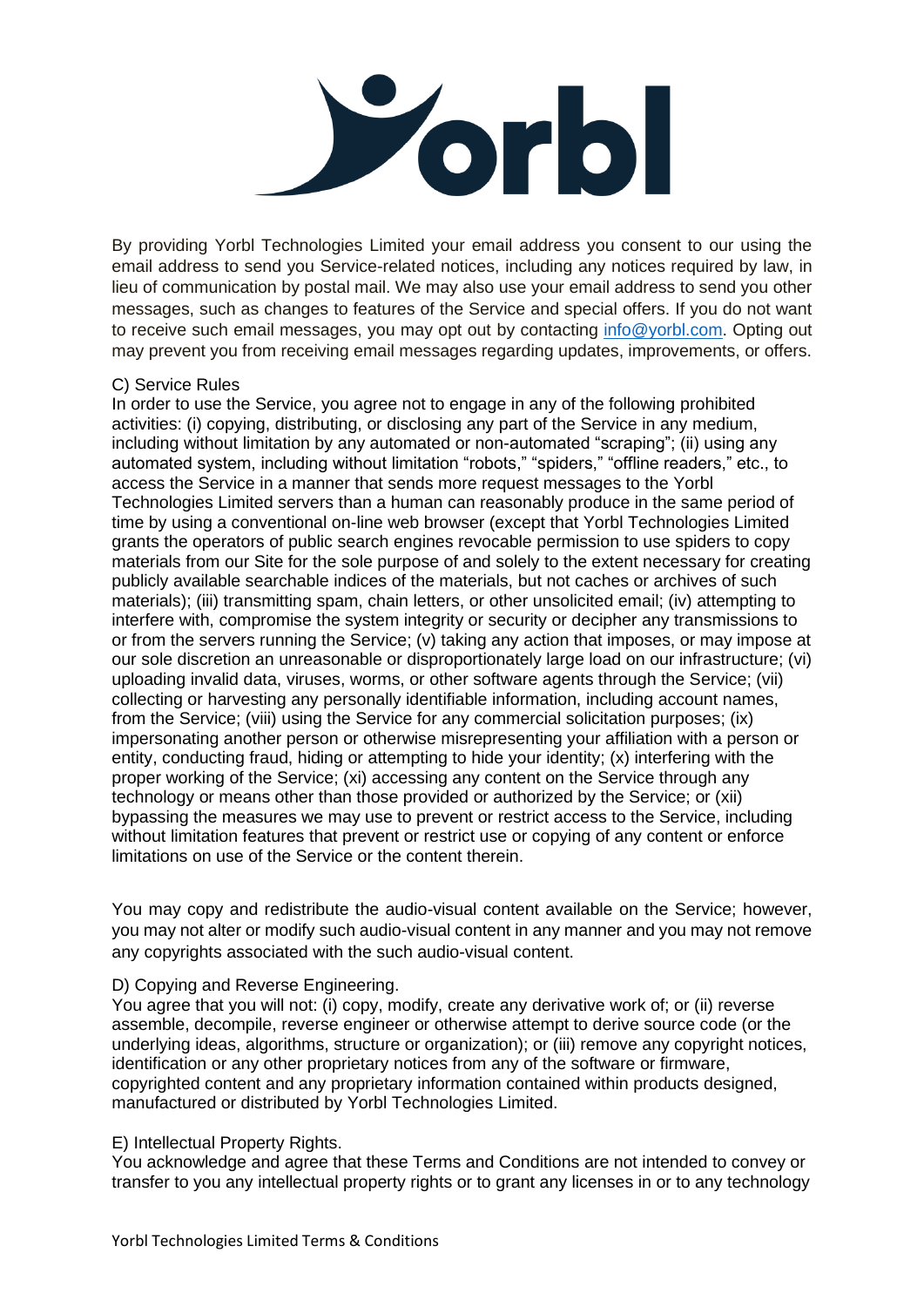By providing Yorbl Technologies Limited your email address you consent to our using the email address to send you Service-related notices, including any notices required by law, in lieu of communication by postal mail. We may also use your email address to send you other messages, such as changes to features of the Service and special offers. If you do not want to receive such email messages, you may opt out by contacting [info@yorbl.com](mailto:info@yorbl.com). Opting out may prevent you from receiving email messages regarding updates, improvements, or offers.

C) Service Rules

In order to use the Service, you agree not to engage in any of the following prohibited activities: (i) copying, distributing, or disclosing any part of the Service in any medium, including without limitation by any automated or non-automated "scraping"; (ii) using any automated system, including without limitation "robots," "spiders," "offline readers," etc., to access the Service in a manner that sends more request messages to the Yorbl Technologies Limited servers than a human can reasonably produce in the same period of time by using a conventional on-line web browser (except that Yorbl Technologies Limited grants the operators of public search engines revocable permission to use spiders to copy materials from our Site for the sole purpose of and solely to the extent necessary for creating publicly available searchable indices of the materials, but not caches or archives of such materials); (iii) transmitting spam, chain letters, or other unsolicited email; (iv) attempting to interfere with, compromise the system integrity or security or decipher any transmissions to or from the servers running the Service; (v) taking any action that imposes, or may impose at our sole discretion an unreasonable or disproportionately large load on our infrastructure; (vi) uploading invalid data, viruses, worms, or other software agents through the Service; (vii) collecting or harvesting any personally identifiable information, including account names, from the Service; (viii) using the Service for any commercial solicitation purposes; (ix) impersonating another person or otherwise misrepresenting your affiliation with a person or entity, conducting fraud, hiding or attempting to hide your identity; (x) interfering with the proper working of the Service; (xi) accessing any content on the Service through any technology or means other than those provided or authorized by the Service; or (xii) bypassing the measures we may use to prevent or restrict access to the Service, including without limitation features that prevent or restrict use or copying of any content or enforce limitations on use of the Service or the content therein.

You may copy and redistribute the audio-visual content available on the Service; however, you may not alter or modify such audio-visual content in any manner and you may not remove any copyrights associated with the such audio-visual content.

D) Copying and Reverse Engineering.

You agree that you will not: (i) copy, modify, create any derivative work of; or (ii) reverse assemble, decompile, reverse engineer or otherwise attempt to derive source code (or the underlying ideas, algorithms, structure or organization); or (iii) remove any copyright notices, identification or any other proprietary notices from any of the software or firmware, copyrighted content and any proprietary information contained within products designed, manufactured or distributed by Yorbl Technologies Limited.

E) Intellectual Property Rights.

You acknowledge and agree that these Terms and Conditions are not intended to convey or transfer to you any intellectual property rights or to grant any licenses in or to any technology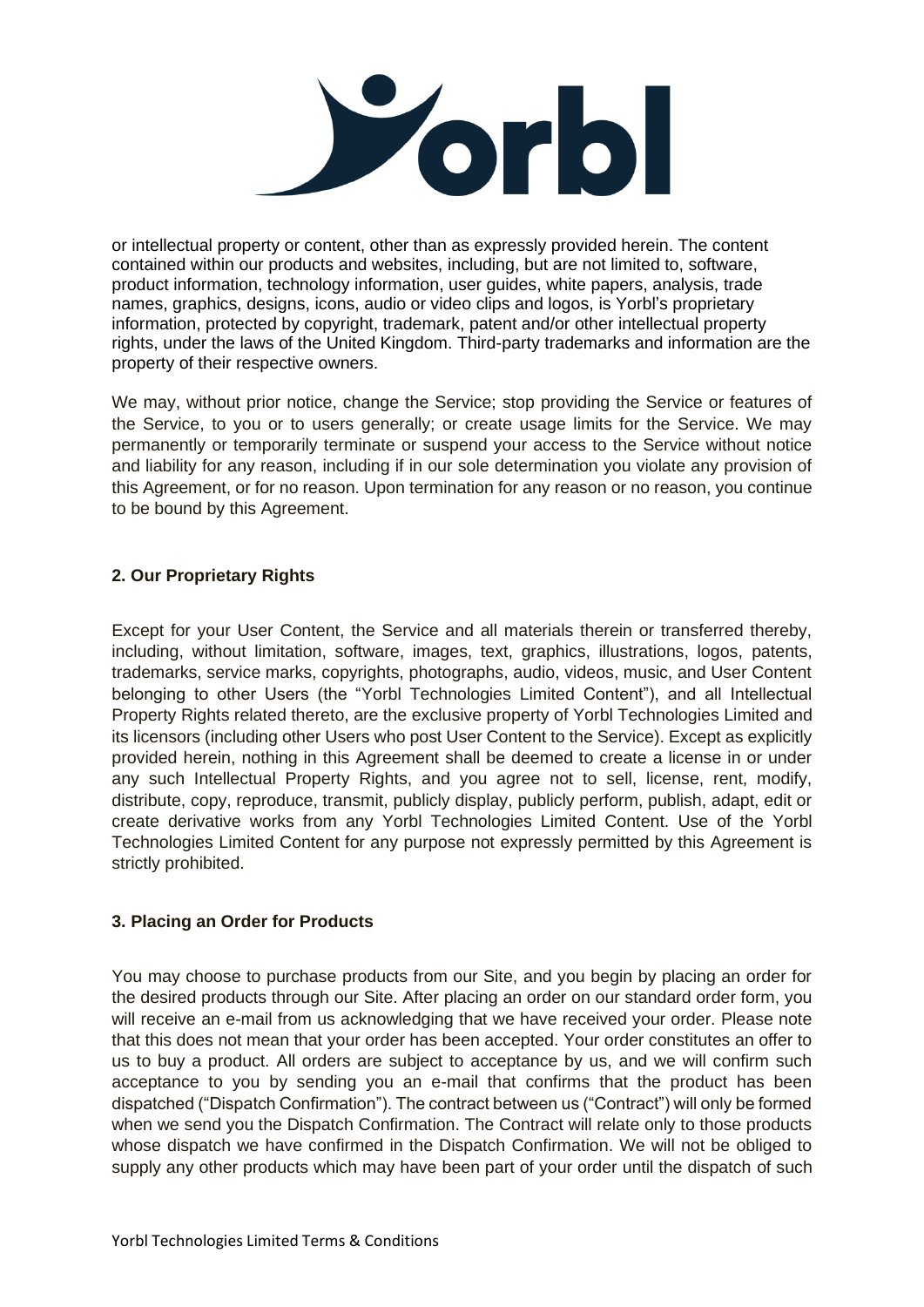or intellectual property or content, other than as expressly provided herein. The content contained within our products and websites, including, but are not limited to, software, product information, technology information, user guides, white papers, analysis, trade names, graphics, designs, icons, audio or video clips and logos, is Yorbl's proprietary information, protected by copyright, trademark, patent and/or other intellectual property rights, under the laws of the United Kingdom. Third-party trademarks and information are the property of their respective owners.

We may, without prior notice, change the Service; stop providing the Service or features of the Service, to you or to users generally; or create usage limits for the Service. We may permanently or temporarily terminate or suspend your access to the Service without notice and liability for any reason, including if in our sole determination you violate any provision of this Agreement, or for no reason. Upon termination for any reason or no reason, you continue to be bound by this Agreement.

### 2. Our Proprietary Rights

Except for your User Content, the Service and all materials therein or transferred thereby, including, without limitation, software, images, text, graphics, illustrations, logos, patents, trademarks, service marks, copyrights, photographs, audio, videos, music, and User Content belonging to other Users (the "Yorbl Technologies Limited Content"), and all Intellectual Property Rights related thereto, are the exclusive property of Yorbl Technologies Limited and its licensors (including other Users who post User Content to the Service). Except as explicitly provided herein, nothing in this Agreement shall be deemed to create a license in or under any such Intellectual Property Rights, and you agree not to sell, license, rent, modify, distribute, copy, reproduce, transmit, publicly display, publicly perform, publish, adapt, edit or create derivative works from any Yorbl Technologies Limited Content. Use of the Yorbl Technologies Limited Content for any purpose not expressly permitted by this Agreement is strictly prohibited.

### 3. Placing an Order for Products

You may choose to purchase products from our Site, and you begin by placing an order for the desired products through our Site. After placing an order on our standard order form, you will receive an e-mail from us acknowledging that we have received your order. Please note that this does not mean that your order has been accepted. Your order constitutes an offer to us to buy a product. All orders are subject to acceptance by us, and we will confirm such acceptance to you by sending you an e-mail that confirms that the product has been dispatched ("Dispatch Confirmation"). The contract between us ("Contract") will only be formed when we send you the Dispatch Confirmation. The Contract will relate only to those products whose dispatch we have confirmed in the Dispatch Confirmation. We will not be obliged to supply any other products which may have been part of your order until the dispatch of such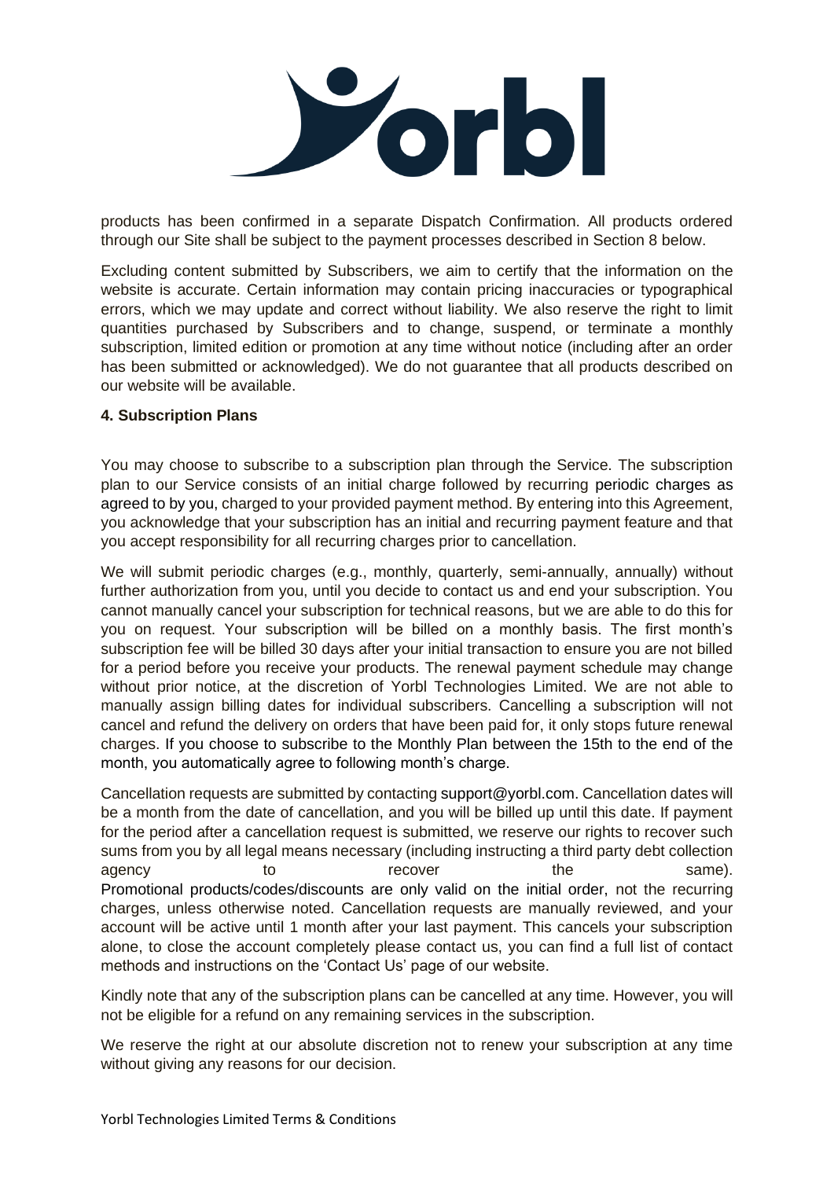products has been confirmed in a separate Dispatch Confirmation. All products ordered through our Site shall be subject to the payment processes described in Section 8 below.

Excluding content submitted by Subscribers, we aim to certify that the information on the website is accurate. Certain information may contain pricing inaccuracies or typographical errors, which we may update and correct without liability. We also reserve the right to limit quantities purchased by Subscribers and to change, suspend, or terminate a monthly subscription, limited edition or promotion at any time without notice (including after an order has been submitted or acknowledged). We do not guarantee that all products described on our website will be available.

**4. Subscription Plans**

You may choose to subscribe to a subscription plan through the Service. The subscription plan to our Service consists of an initial charge followed by recurring periodic charges as agreed to by you, charged to your provided payment method. By entering into this Agreement, you acknowledge that your subscription has an initial and recurring payment feature and that you accept responsibility for all recurring charges prior to cancellation.

We will submit periodic charges (e.g., monthly, quarterly, semi-annually, annually) without further authorization from you, until you decide to contact us and end your subscription. You cannot manually cancel your subscription for technical reasons, but we are able to do this for you on request. Your subscription will be billed on a monthly basis. The first month's subscription fee will be billed 30 days after your initial transaction to ensure you are not billed for a period before you receive your products. The renewal payment schedule may change without prior notice, at the discretion of Yorbl Technologies Limited. We are not able to manually assign billing dates for individual subscribers. Cancelling a subscription will not cancel and refund the delivery on orders that have been paid for, it only stops future renewal charges. If you choose to subscribe to the Monthly Plan between the 15th to the end of the month, you automatically agree to following month's charge.

Cancellation requests are submitted by contacting support@yorbl.com. Cancellation dates will be a month from the date of cancellation, and you will be billed up until this date. If payment for the period after a cancellation request is submitted, we reserve our rights to recover such sums from you by all legal means necessary (including instructing a third party debt collection agency to recover the same). Promotional products/codes/discounts are only valid on the initial order, not the recurring charges, unless otherwise noted. Cancellation requests are manually reviewed, and your account will be active until 1 month after your last payment. This cancels your subscription alone, to close the account completely please contact us, you can find a full list of contact methods and instructions on the 'Contact Us' page of our website.

Kindly note that any of the subscription plans can be cancelled at any time. However, you will not be eligible for a refund on any remaining services in the subscription.

We reserve the right at our absolute discretion not to renew your subscription at any time without giving any reasons for our decision.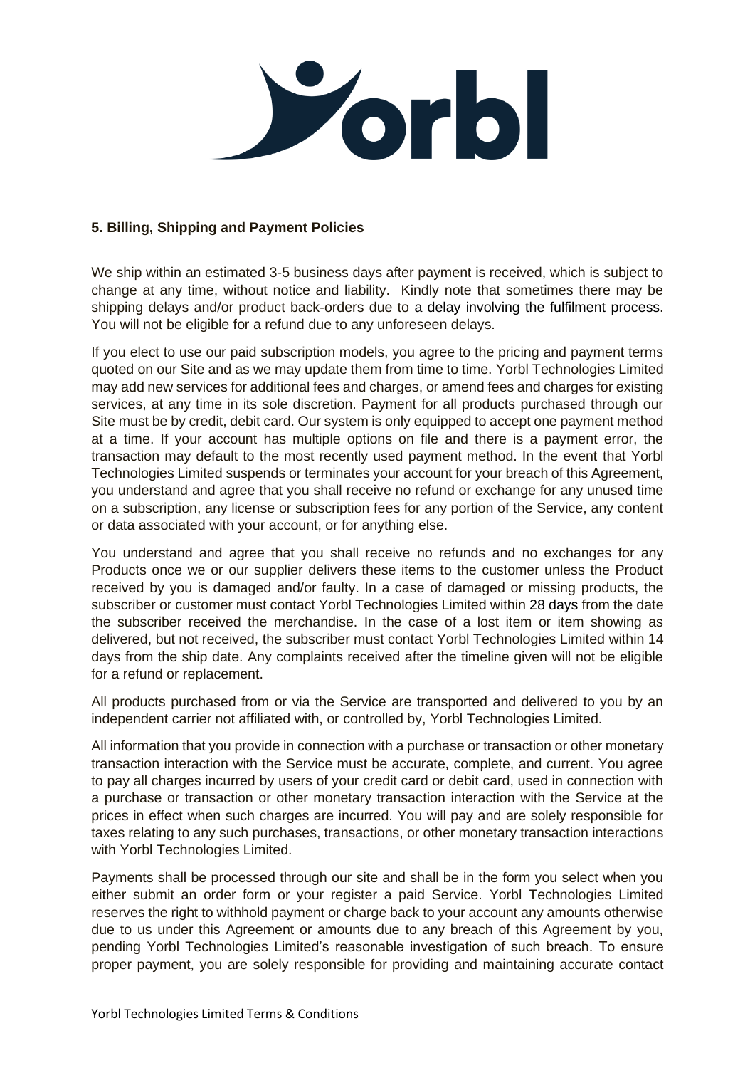### 5. Billing, Shipping and Payment Policies

We ship within an estimated 3-5 business days after payment is received, which is subject to change at any time, without notice and liability. Kindly note that sometimes there may be shipping delays and/or product back-orders due to a delay involving the fulfilment process. You will not be eligible for a refund due to any unforeseen delays.

If you elect to use our paid subscription models, you agree to the pricing and payment terms quoted on our Site and as we may update them from time to time. Yorbl Technologies Limited may add new services for additional fees and charges, or amend fees and charges for existing services, at any time in its sole discretion. Payment for all products purchased through our Site must be by credit, debit card. Our system is only equipped to accept one payment method at a time. If your account has multiple options on file and there is a payment error, the transaction may default to the most recently used payment method. In the event that Yorbl Technologies Limited suspends or terminates your account for your breach of this Agreement, you understand and agree that you shall receive no refund or exchange for any unused time on a subscription, any license or subscription fees for any portion of the Service, any content or data associated with your account, or for anything else.

You understand and agree that you shall receive no refunds and no exchanges for any Products once we or our supplier delivers these items to the customer unless the Product received by you is damaged and/or faulty. In a case of damaged or missing products, the subscriber or customer must contact Yorbl Technologies Limited within 28 days from the date the subscriber received the merchandise. In the case of a lost item or item showing as delivered, but not received, the subscriber must contact Yorbl Technologies Limited within 14 days from the ship date. Any complaints received after the timeline given will not be eligible for a refund or replacement.

All products purchased from or via the Service are transported and delivered to you by an independent carrier not affiliated with, or controlled by, Yorbl Technologies Limited.

All information that you provide in connection with a purchase or transaction or other monetary transaction interaction with the Service must be accurate, complete, and current. You agree to pay all charges incurred by users of your credit card or debit card, used in connection with a purchase or transaction or other monetary transaction interaction with the Service at the prices in effect when such charges are incurred. You will pay and are solely responsible for taxes relating to any such purchases, transactions, or other monetary transaction interactions with Yorbl Technologies Limited.

Payments shall be processed through our site and shall be in the form you select when you either submit an order form or your register a paid Service. Yorbl Technologies Limited reserves the right to withhold payment or charge back to your account any amounts otherwise due to us under this Agreement or amounts due to any breach of this Agreement by you, pending Yorbl Technologies Limited's reasonable investigation of such breach. To ensure proper payment, you are solely responsible for providing and maintaining accurate contact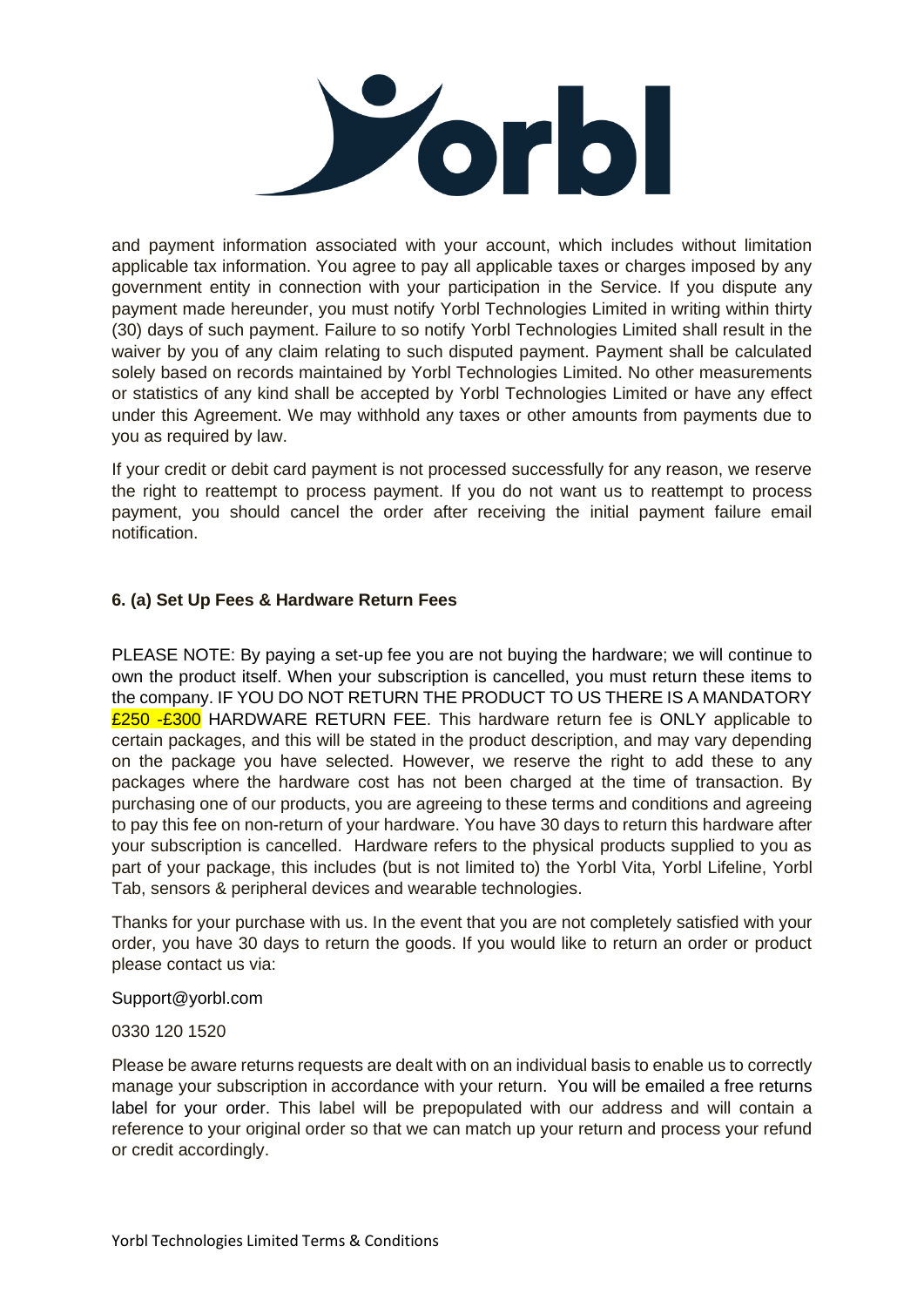and payment information associated with your account, which includes without limitation applicable tax information. You agree to pay all applicable taxes or charges imposed by any government entity in connection with your participation in the Service. If you dispute any payment made hereunder, you must notify Yorbl Technologies Limited in writing within thirty (30) days of such payment. Failure to so notify Yorbl Technologies Limited shall result in the waiver by you of any claim relating to such disputed payment. Payment shall be calculated solely based on records maintained by Yorbl Technologies Limited. No other measurements or statistics of any kind shall be accepted by Yorbl Technologies Limited or have any effect under this Agreement. We may withhold any taxes or other amounts from payments due to you as required by law.

If your credit or debit card payment is not processed successfully for any reason, we reserve the right to reattempt to process payment. If you do not want us to reattempt to process payment, you should cancel the order after receiving the initial payment failure email notification.

**6. (a) Set Up Fees & Hardware Return Fees**

PLEASE NOTE: By paying a set-up fee you are not buying the hardware; we will continue to own the product itself. When your subscription is cancelled, you must return these items to the company. IF YOU DO NOT RETURN THE PRODUCT TO US THERE IS A MANDATORY £250 -£300 HARDWARE RETURN FEE. This hardware return fee is ONLY applicable to certain packages, and this will be stated in the product description, and may vary depending on the package you have selected. However, we reserve the right to add these to any packages where the hardware cost has not been charged at the time of transaction. By purchasing one of our products, you are agreeing to these terms and conditions and agreeing to pay this fee on non-return of your hardware. You have 30 days to return this hardware after your subscription is cancelled. Hardware refers to the physical products supplied to you as part of your package, this includes (but is not limited to) the Yorbl Vita, Yorbl Lifeline, Yorbl Tab, sensors & peripheral devices and wearable technologies.

Thanks for your purchase with us. In the event that you are not completely satisfied with your order, you have 30 days to return the goods. If you would like to return an order or product please contact us via:

Support@yorbl.com

0330 120 1520

Please be aware returns requests are dealt with on an individual basis to enable us to correctly manage your subscription in accordance with your return. You will be emailed a free returns label for your order. This label will be prepopulated with our address and will contain a reference to your original order so that we can match up your return and process your refund or credit accordingly.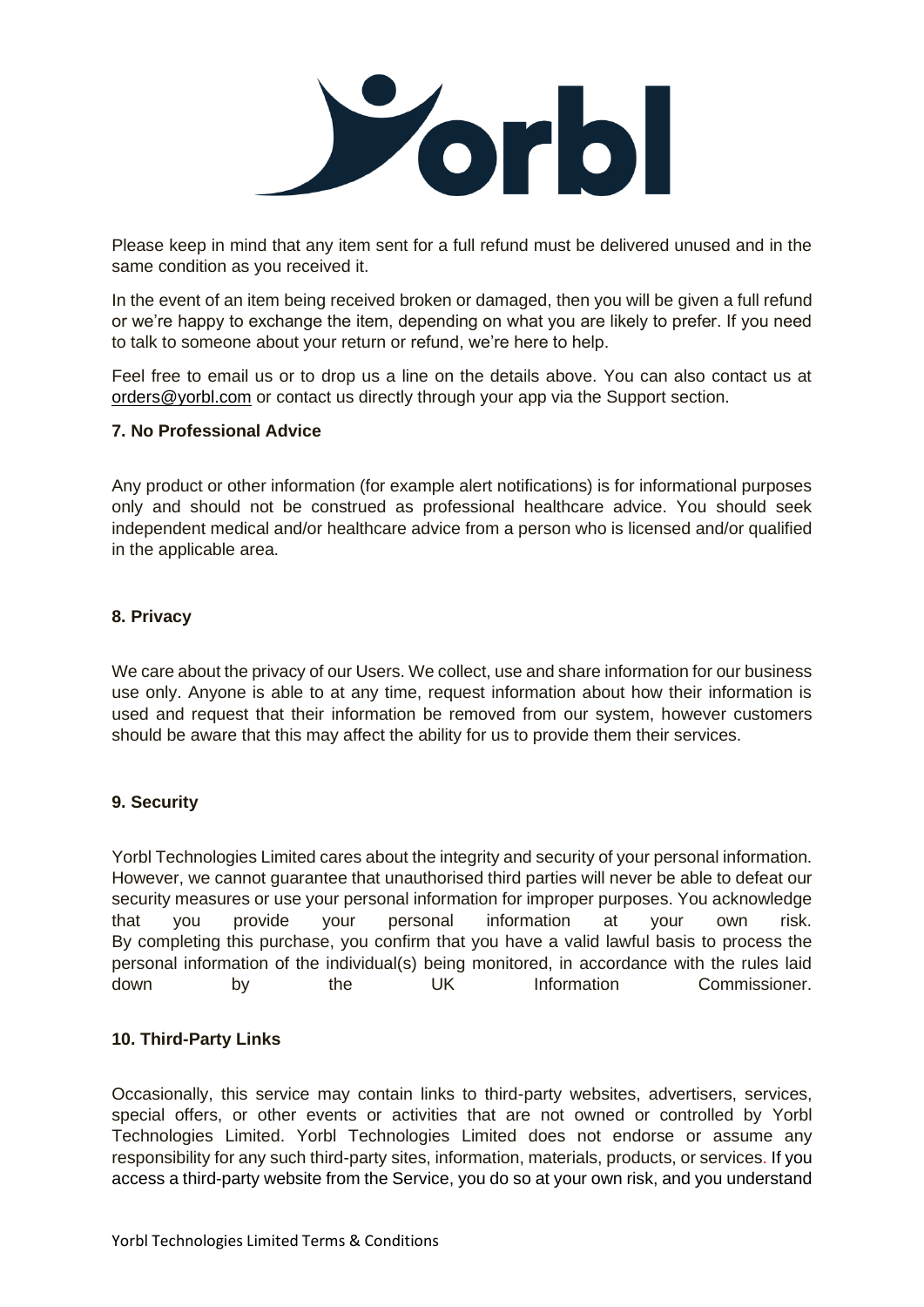Please keep in mind that any item sent for a full refund must be delivered unused and in the same condition as you received it.

In the event of an item being received broken or damaged, then you will be given a full refund or we're happy to exchange the item, depending on what you are likely to prefer. If you need to talk to someone about your return or refund, we're here to help.

Feel free to email us or to drop us a line on the details above. You can also contact us at orders@yorbl.com or contact us directly through your app via the Support section.

**7. No Professional Advice**

Any product or other information (for example alert notifications) is for informational purposes only and should not be construed as professional healthcare advice. You should seek independent medical and/or healthcare advice from a person who is licensed and/or qualified in the applicable area.

**8. Privacy**

We care about the privacy of our Users. We collect, use and share information for our business use only. Anyone is able to at any time, request information about how their information is used and request that their information be removed from our system, however customers should be aware that this may affect the ability for us to provide them their services.

**9. Security**

Yorbl Technologies Limited cares about the integrity and security of your personal information. However, we cannot guarantee that unauthorised third parties will never be able to defeat our security measures or use your personal information for improper purposes. You acknowledge that you provide your personal information at your own risk. By completing this purchase, you confirm that you have a valid lawful basis to process the personal information of the individual(s) being monitored, in accordance with the rules laid down by the UK Information Commissioner.

**10. Third-Party Links**

Occasionally, this service may contain links to third-party websites, advertisers, services, special offers, or other events or activities that are not owned or controlled by Yorbl Technologies Limited. Yorbl Technologies Limited does not endorse or assume any responsibility for any such third-party sites, information, materials, products, or services. If you access a third-party website from the Service, you do so at your own risk, and you understand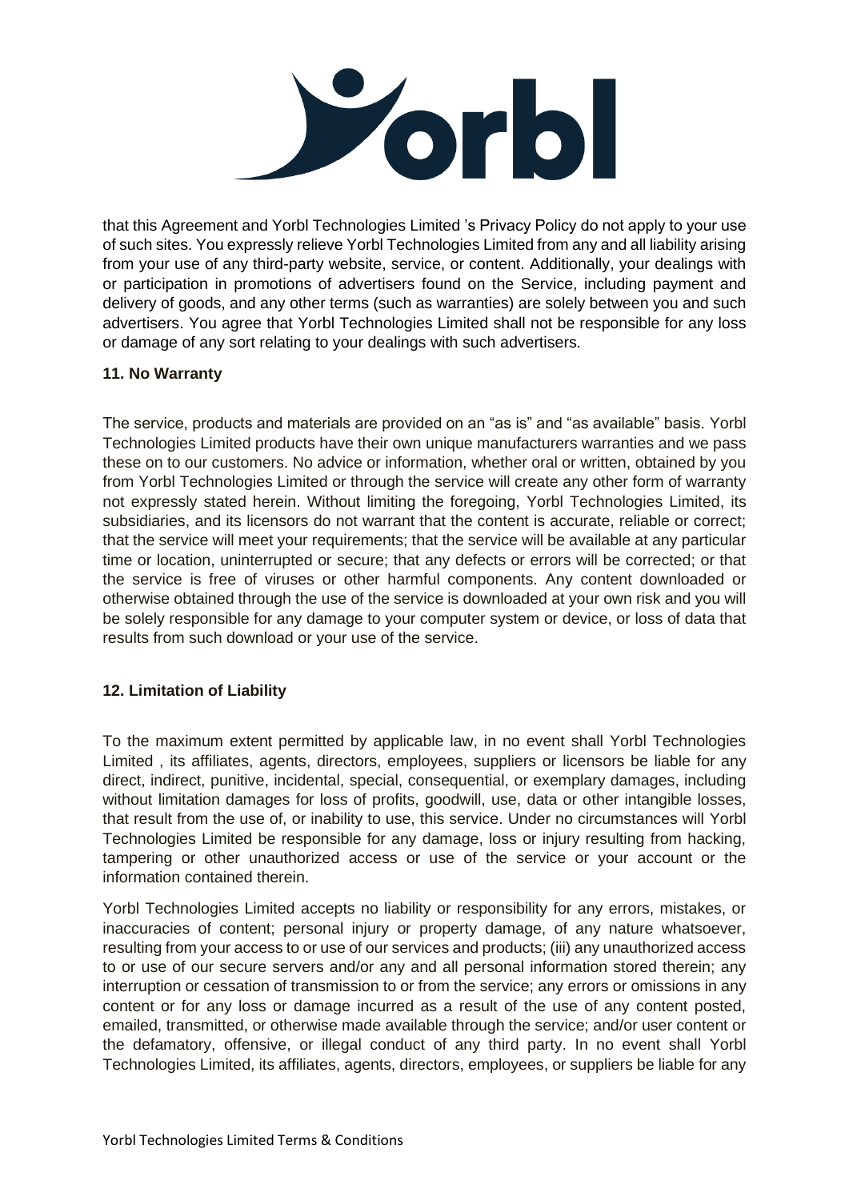that this Agreement and Yorbl Technologies Limited 's Privacy Policy do not apply to your use of such sites. You expressly relieve Yorbl Technologies Limited from any and all liability arising from your use of any third-party website, service, or content. Additionally, your dealings with or participation in promotions of advertisers found on the Service, including payment and delivery of goods, and any other terms (such as warranties) are solely between you and such advertisers. You agree that Yorbl Technologies Limited shall not be responsible for any loss or damage of any sort relating to your dealings with such advertisers.

**11. No Warranty**

The service, products and materials are provided on an "as is" and "as available" basis. Yorbl Technologies Limited products have their own unique manufacturers warranties and we pass these on to our customers. No advice or information, whether oral or written, obtained by you from Yorbl Technologies Limited or through the service will create any other form of warranty not expressly stated herein. Without limiting the foregoing, Yorbl Technologies Limited, its subsidiaries, and its licensors do not warrant that the content is accurate, reliable or correct; that the service will meet your requirements; that the service will be available at any particular time or location, uninterrupted or secure; that any defects or errors will be corrected; or that the service is free of viruses or other harmful components. Any content downloaded or otherwise obtained through the use of the service is downloaded at your own risk and you will be solely responsible for any damage to your computer system or device, or loss of data that results from such download or your use of the service.

**12. Limitation of Liability**

To the maximum extent permitted by applicable law, in no event shall Yorbl Technologies Limited , its affiliates, agents, directors, employees, suppliers or licensors be liable for any direct, indirect, punitive, incidental, special, consequential, or exemplary damages, including without limitation damages for loss of profits, goodwill, use, data or other intangible losses, that result from the use of, or inability to use, this service. Under no circumstances will Yorbl Technologies Limited be responsible for any damage, loss or injury resulting from hacking, tampering or other unauthorized access or use of the service or your account or the information contained therein.

Yorbl Technologies Limited accepts no liability or responsibility for any errors, mistakes, or inaccuracies of content; personal injury or property damage, of any nature whatsoever, resulting from your access to or use of our services and products; (iii) any unauthorized access to or use of our secure servers and/or any and all personal information stored therein; any interruption or cessation of transmission to or from the service; any errors or omissions in any content or for any loss or damage incurred as a result of the use of any content posted, emailed, transmitted, or otherwise made available through the service; and/or user content or the defamatory, offensive, or illegal conduct of any third party. In no event shall Yorbl Technologies Limited, its affiliates, agents, directors, employees, or suppliers be liable for any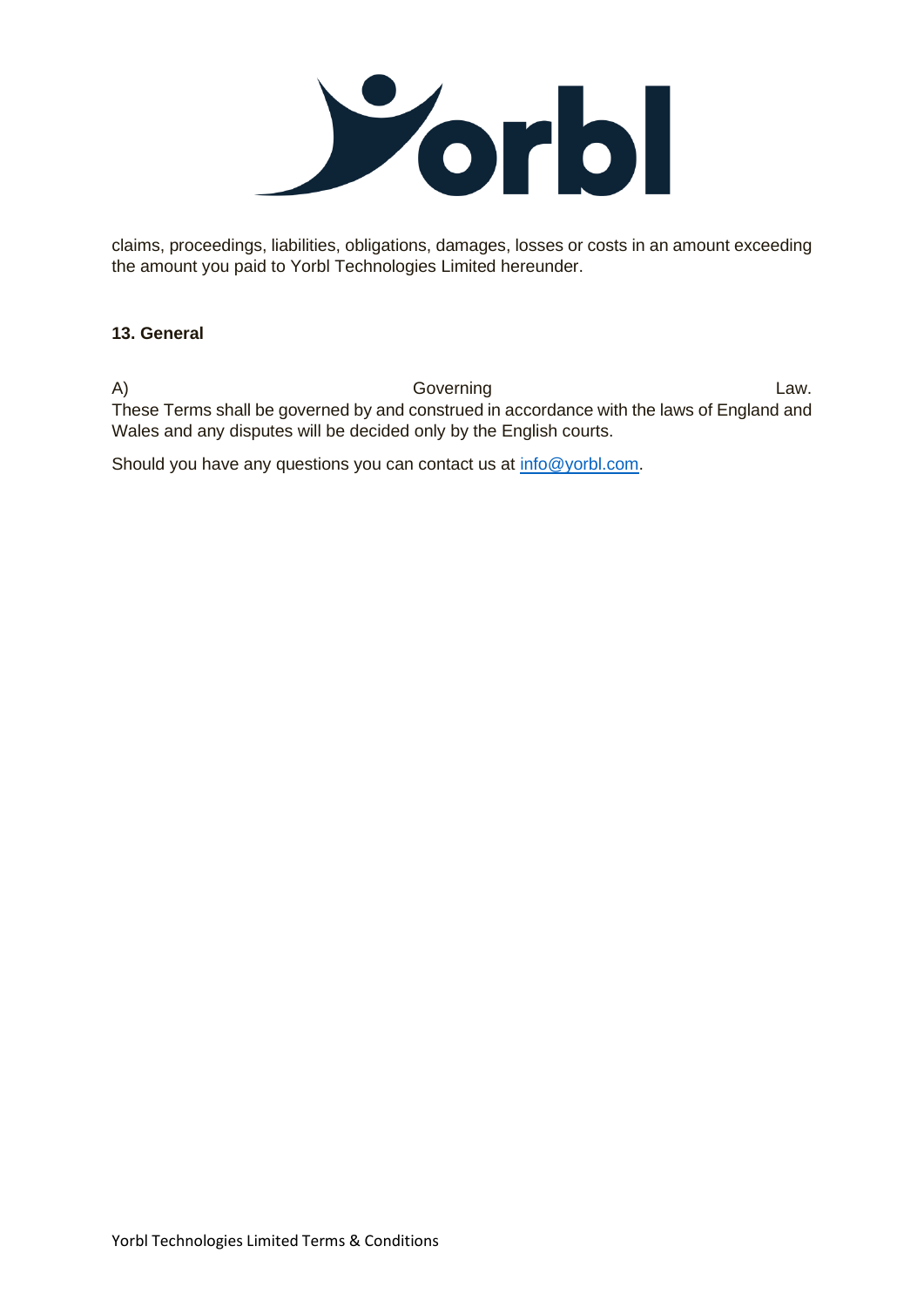claims, proceedings, liabilities, obligations, damages, losses or costs in an amount exceeding the amount you paid to Yorbl Technologies Limited hereunder.

**13. General**

A) Governing Law.
These Terms shall be governed by and construed in accordance with the laws of England and Wales and any disputes will be decided only by the English courts.

Should you have any questions you can contact us at info@yorbl.com.